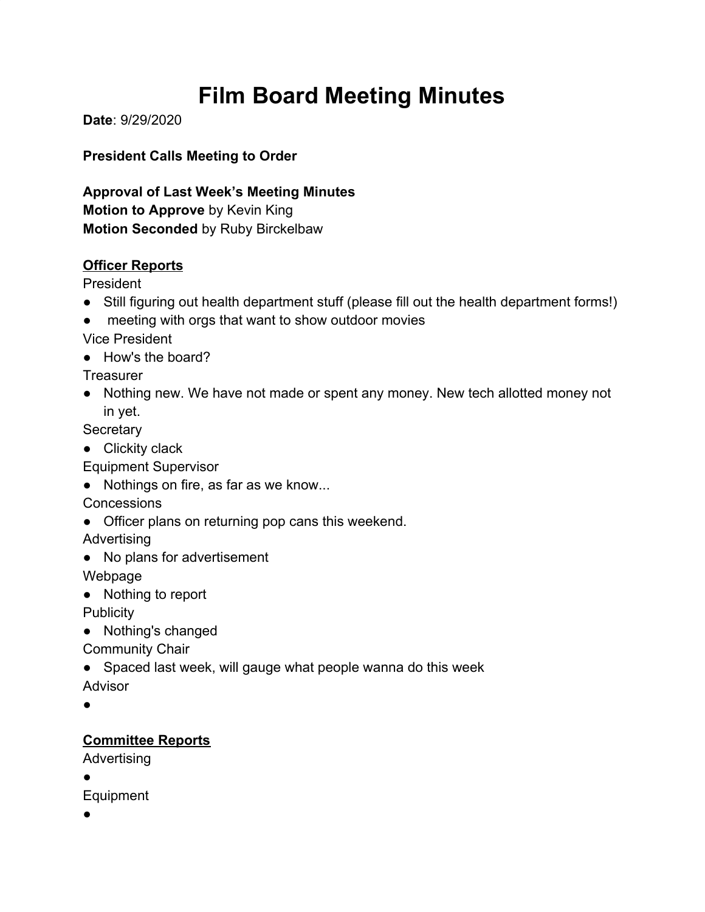# Film Board Meeting Minutes

**Date**: 9/29/2020

**President Calls Meeting to Order**

**Approval of Last Week's Meeting Minutes**
**Motion to Approve** by Kevin King
**Motion Seconded** by Ruby Birckelbaw

## Officer Reports

President

- Still figuring out health department stuff (please fill out the health department forms!)
- meeting with orgs that want to show outdoor movies

Vice President

- How's the board?

Treasurer

- Nothing new. We have not made or spent any money. New tech allotted money not in yet.

Secretary

- Clickity clack

Equipment Supervisor

- Nothings on fire, as far as we know...

Concessions

- Officer plans on returning pop cans this weekend.

Advertising

- No plans for advertisement

Webpage

- Nothing to report

Publicity

- Nothing's changed

Community Chair

- Spaced last week, will gauge what people wanna do this week

Advisor

-

## Committee Reports

Advertising

-

Equipment

-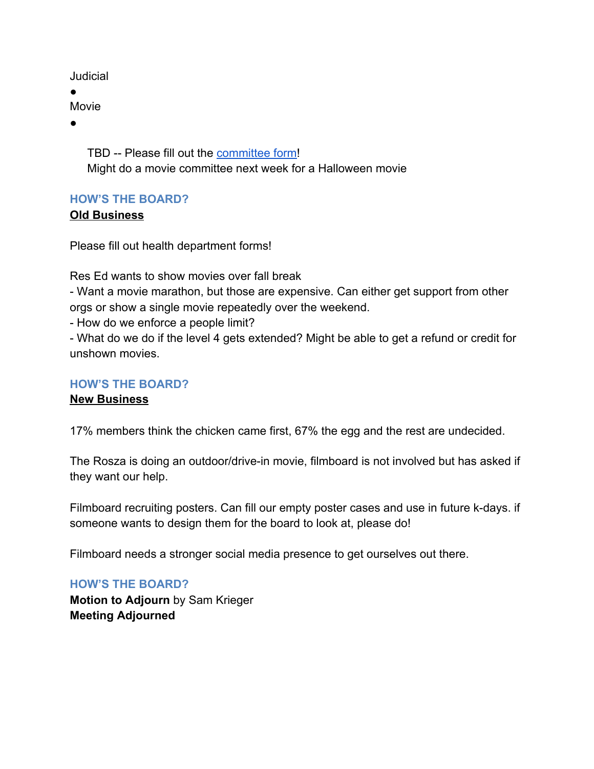Judicial

- 

Movie

- 

    TBD -- Please fill out the committee form!
    Might do a movie committee next week for a Halloween movie

## HOW'S THE BOARD?

**Old Business**

Please fill out health department forms!

Res Ed wants to show movies over fall break
- Want a movie marathon, but those are expensive. Can either get support from other orgs or show a single movie repeatedly over the weekend.
- How do we enforce a people limit?
- What do we do if the level 4 gets extended? Might be able to get a refund or credit for unshown movies.

## HOW'S THE BOARD?

**New Business**

17% members think the chicken came first, 67% the egg and the rest are undecided.

The Rosza is doing an outdoor/drive-in movie, filmboard is not involved but has asked if they want our help.

Filmboard recruiting posters. Can fill our empty poster cases and use in future k-days. if someone wants to design them for the board to look at, please do!

Filmboard needs a stronger social media presence to get ourselves out there.

## HOW'S THE BOARD?

**Motion to Adjourn** by Sam Krieger
**Meeting Adjourned**